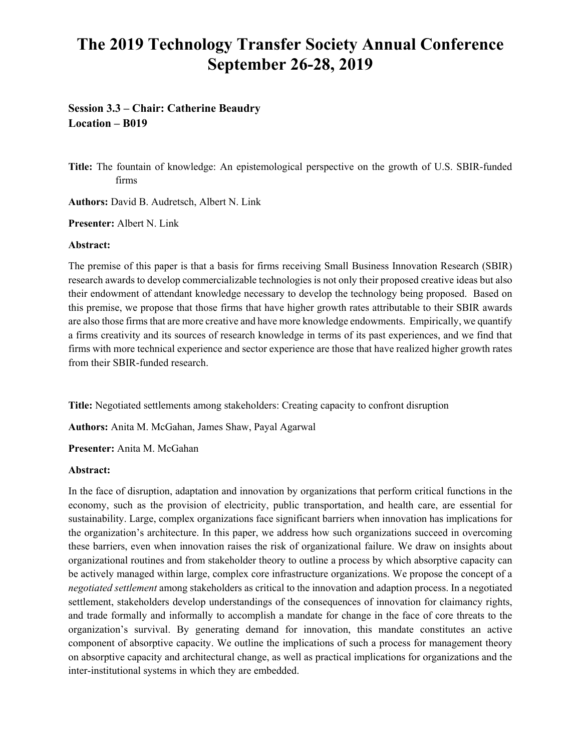# The 2019 Technology Transfer Society Annual Conference September 26-28, 2019

**Session 3.3 – Chair: Catherine Beaudry**
**Location – B019**

**Title:** The fountain of knowledge: An epistemological perspective on the growth of U.S. SBIR-funded firms

**Authors:** David B. Audretsch, Albert N. Link

**Presenter:** Albert N. Link

**Abstract:**

The premise of this paper is that a basis for firms receiving Small Business Innovation Research (SBIR) research awards to develop commercializable technologies is not only their proposed creative ideas but also their endowment of attendant knowledge necessary to develop the technology being proposed. Based on this premise, we propose that those firms that have higher growth rates attributable to their SBIR awards are also those firms that are more creative and have more knowledge endowments. Empirically, we quantify a firms creativity and its sources of research knowledge in terms of its past experiences, and we find that firms with more technical experience and sector experience are those that have realized higher growth rates from their SBIR-funded research.

**Title:** Negotiated settlements among stakeholders: Creating capacity to confront disruption

**Authors:** Anita M. McGahan, James Shaw, Payal Agarwal

**Presenter:** Anita M. McGahan

**Abstract:**

In the face of disruption, adaptation and innovation by organizations that perform critical functions in the economy, such as the provision of electricity, public transportation, and health care, are essential for sustainability. Large, complex organizations face significant barriers when innovation has implications for the organization's architecture. In this paper, we address how such organizations succeed in overcoming these barriers, even when innovation raises the risk of organizational failure. We draw on insights about organizational routines and from stakeholder theory to outline a process by which absorptive capacity can be actively managed within large, complex core infrastructure organizations. We propose the concept of a *negotiated settlement* among stakeholders as critical to the innovation and adaption process. In a negotiated settlement, stakeholders develop understandings of the consequences of innovation for claimancy rights, and trade formally and informally to accomplish a mandate for change in the face of core threats to the organization's survival. By generating demand for innovation, this mandate constitutes an active component of absorptive capacity. We outline the implications of such a process for management theory on absorptive capacity and architectural change, as well as practical implications for organizations and the inter-institutional systems in which they are embedded.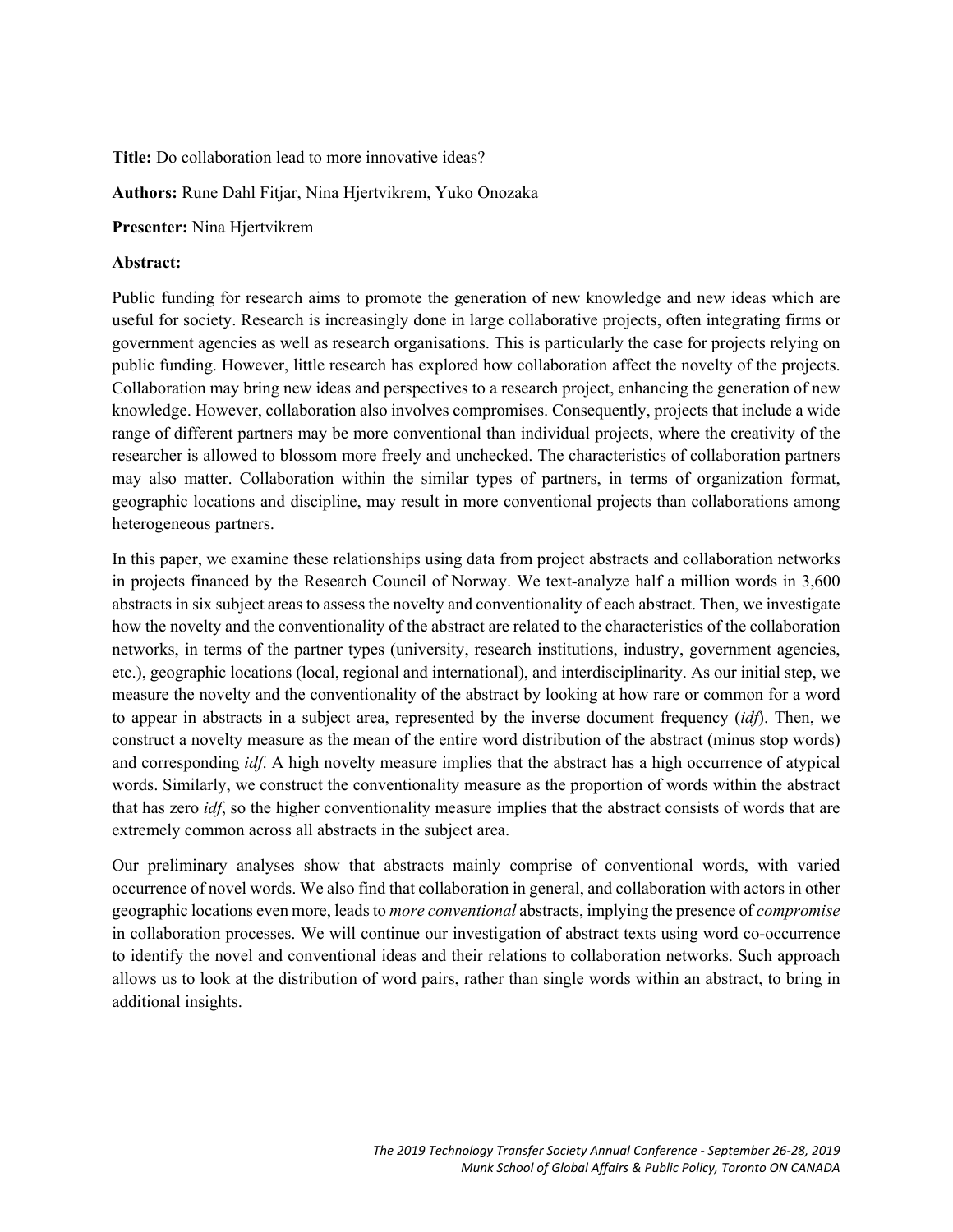**Title:** Do collaboration lead to more innovative ideas?

**Authors:** Rune Dahl Fitjar, Nina Hjertvikrem, Yuko Onozaka

**Presenter:** Nina Hjertvikrem

**Abstract:**

Public funding for research aims to promote the generation of new knowledge and new ideas which are useful for society. Research is increasingly done in large collaborative projects, often integrating firms or government agencies as well as research organisations. This is particularly the case for projects relying on public funding. However, little research has explored how collaboration affect the novelty of the projects. Collaboration may bring new ideas and perspectives to a research project, enhancing the generation of new knowledge. However, collaboration also involves compromises. Consequently, projects that include a wide range of different partners may be more conventional than individual projects, where the creativity of the researcher is allowed to blossom more freely and unchecked. The characteristics of collaboration partners may also matter. Collaboration within the similar types of partners, in terms of organization format, geographic locations and discipline, may result in more conventional projects than collaborations among heterogeneous partners.

In this paper, we examine these relationships using data from project abstracts and collaboration networks in projects financed by the Research Council of Norway. We text-analyze half a million words in 3,600 abstracts in six subject areas to assess the novelty and conventionality of each abstract. Then, we investigate how the novelty and the conventionality of the abstract are related to the characteristics of the collaboration networks, in terms of the partner types (university, research institutions, industry, government agencies, etc.), geographic locations (local, regional and international), and interdisciplinarity. As our initial step, we measure the novelty and the conventionality of the abstract by looking at how rare or common for a word to appear in abstracts in a subject area, represented by the inverse document frequency (*idf*). Then, we construct a novelty measure as the mean of the entire word distribution of the abstract (minus stop words) and corresponding *idf*. A high novelty measure implies that the abstract has a high occurrence of atypical words. Similarly, we construct the conventionality measure as the proportion of words within the abstract that has zero *idf*, so the higher conventionality measure implies that the abstract consists of words that are extremely common across all abstracts in the subject area.

Our preliminary analyses show that abstracts mainly comprise of conventional words, with varied occurrence of novel words. We also find that collaboration in general, and collaboration with actors in other geographic locations even more, leads to *more conventional* abstracts, implying the presence of *compromise* in collaboration processes. We will continue our investigation of abstract texts using word co-occurrence to identify the novel and conventional ideas and their relations to collaboration networks. Such approach allows us to look at the distribution of word pairs, rather than single words within an abstract, to bring in additional insights.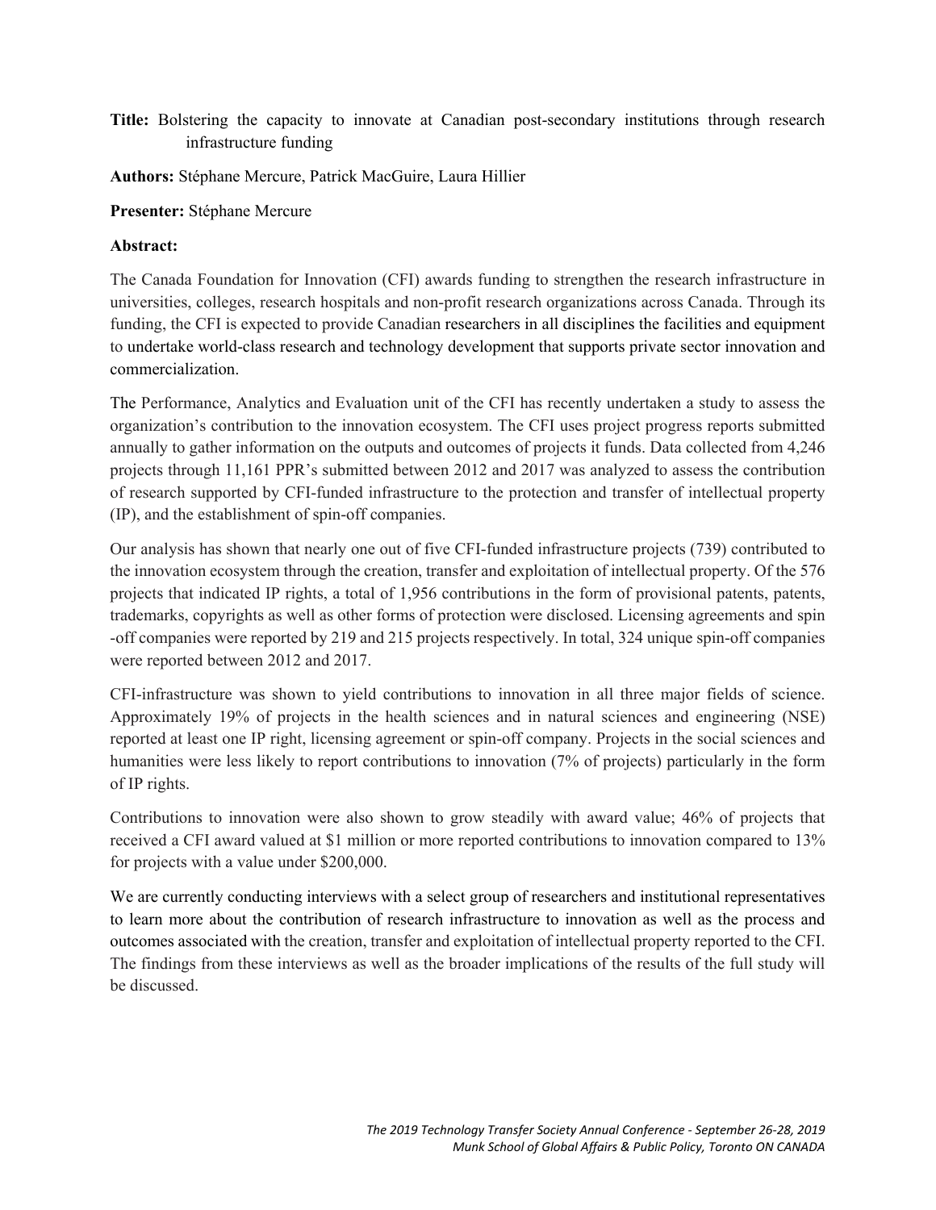**Title:** Bolstering the capacity to innovate at Canadian post-secondary institutions through research infrastructure funding

**Authors:** Stéphane Mercure, Patrick MacGuire, Laura Hillier

**Presenter:** Stéphane Mercure

**Abstract:**

The Canada Foundation for Innovation (CFI) awards funding to strengthen the research infrastructure in universities, colleges, research hospitals and non-profit research organizations across Canada. Through its funding, the CFI is expected to provide Canadian researchers in all disciplines the facilities and equipment to undertake world-class research and technology development that supports private sector innovation and commercialization.

The Performance, Analytics and Evaluation unit of the CFI has recently undertaken a study to assess the organization's contribution to the innovation ecosystem. The CFI uses project progress reports submitted annually to gather information on the outputs and outcomes of projects it funds. Data collected from 4,246 projects through 11,161 PPR's submitted between 2012 and 2017 was analyzed to assess the contribution of research supported by CFI-funded infrastructure to the protection and transfer of intellectual property (IP), and the establishment of spin-off companies.

Our analysis has shown that nearly one out of five CFI-funded infrastructure projects (739) contributed to the innovation ecosystem through the creation, transfer and exploitation of intellectual property. Of the 576 projects that indicated IP rights, a total of 1,956 contributions in the form of provisional patents, patents, trademarks, copyrights as well as other forms of protection were disclosed. Licensing agreements and spin -off companies were reported by 219 and 215 projects respectively. In total, 324 unique spin-off companies were reported between 2012 and 2017.

CFI-infrastructure was shown to yield contributions to innovation in all three major fields of science. Approximately 19% of projects in the health sciences and in natural sciences and engineering (NSE) reported at least one IP right, licensing agreement or spin-off company. Projects in the social sciences and humanities were less likely to report contributions to innovation (7% of projects) particularly in the form of IP rights.

Contributions to innovation were also shown to grow steadily with award value; 46% of projects that received a CFI award valued at $1 million or more reported contributions to innovation compared to 13% for projects with a value under $200,000.

We are currently conducting interviews with a select group of researchers and institutional representatives to learn more about the contribution of research infrastructure to innovation as well as the process and outcomes associated with the creation, transfer and exploitation of intellectual property reported to the CFI. The findings from these interviews as well as the broader implications of the results of the full study will be discussed.